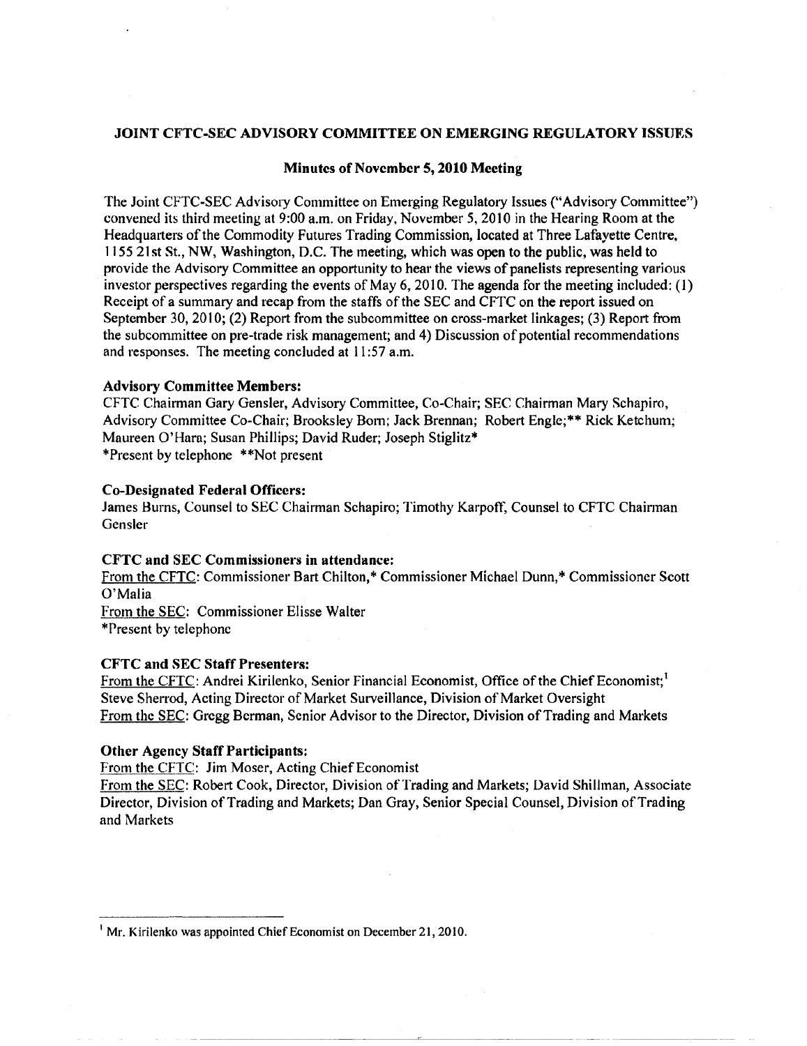# JOINT CFTC-SEC ADVISORY COMMITTEE ON EMERGING REGULATORY ISSUES

## Minutes of November 5, 2010 Meeting

The Joint CFTC-SEC Advisory Committee on Emerging Regulatory Issues ("Advisory Committee") convened its third meeting at 9:00 a.m. on Friday, November 5, 2010 in the Hearing Room at the Headquarters of the Commodity Futures Trading Commission, located at Three Lafayette Centre, 1155 21st St., NW, Washington, D.C. The meeting, which was open to the public, was held to provide the Advisory Committee an opportunity to hear the views of panelists representing various investor perspectives regarding the events of May 6, 2010. The agenda for the meeting included: (1) Receipt of a summary and recap from the staffs of the SEC and CFTC on the report issued on September 30, 2010; (2) Report from the subcommittee on cross-market linkages; (3) Report from the subcommittee on pre-trade risk management; and 4) Discussion of potential recommendations and responses. The meeting concluded at 11:57 a.m.

### Advisory Committee Members:

CFTC Chairman Gary Gensler, Advisory Committee, Co-Chair; SEC Chairman Mary Schapiro, Advisory Committee Co-Chair; Brooksley Born; Jack Brennan; Robert Engle;** Rick Ketchum; Maureen O'Hara; Susan Phillips; David Ruder; Joseph Stiglitz*

*Present by telephone **Not present

### Co-Designated Federal Officers:

James Burns, Counsel to SEC Chairman Schapiro; Timothy Karpoff, Counsel to CFTC Chairman Gensler

### CFTC and SEC Commissioners in attendance:

From the CFTC: Commissioner Bart Chilton,* Commissioner Michael Dunn,* Commissioner Scott O'Malia

From the SEC: Commissioner Elisse Walter

*Present by telephone

### CFTC and SEC Staff Presenters:

From the CFTC: Andrei Kirilenko, Senior Financial Economist, Office of the Chief Economist;[1] Steve Sherrod, Acting Director of Market Surveillance, Division of Market Oversight

From the SEC: Gregg Berman, Senior Advisor to the Director, Division of Trading and Markets

### Other Agency Staff Participants:

From the CFTC: Jim Moser, Acting Chief Economist

From the SEC: Robert Cook, Director, Division of Trading and Markets; David Shillman, Associate Director, Division of Trading and Markets; Dan Gray, Senior Special Counsel, Division of Trading and Markets

---

[1] Mr. Kirilenko was appointed Chief Economist on December 21, 2010.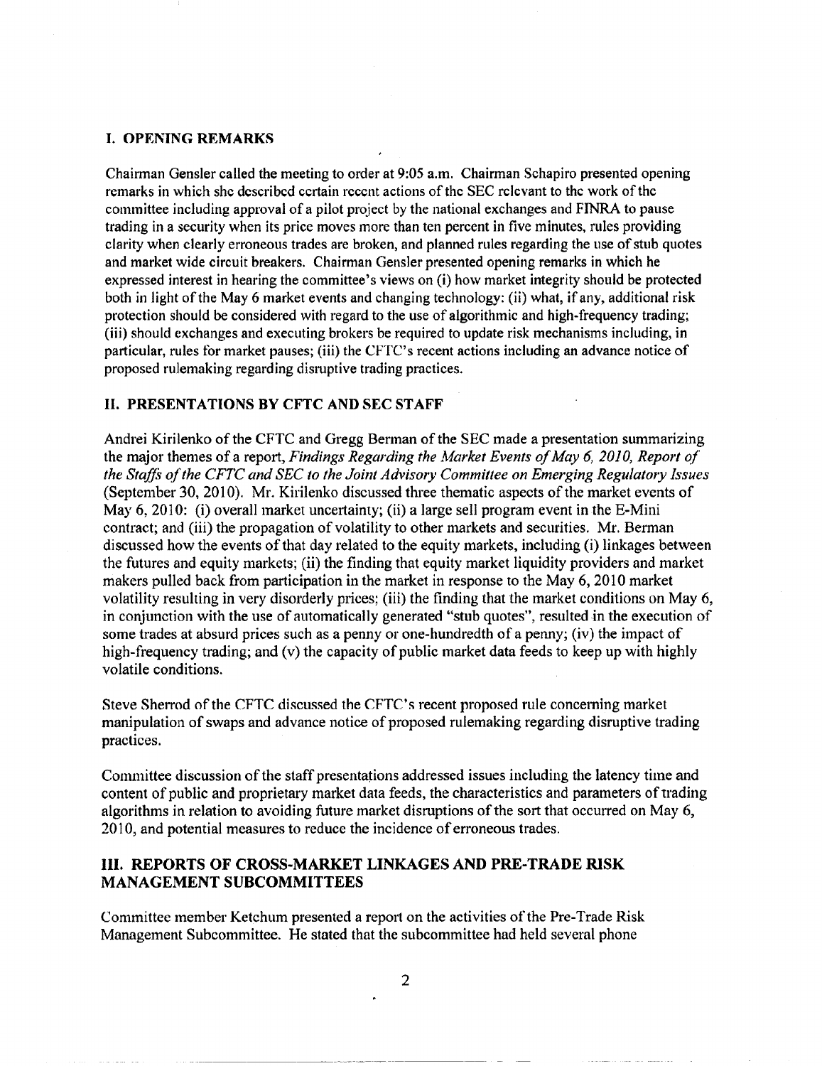## I. OPENING REMARKS

Chairman Gensler called the meeting to order at 9:05 a.m. Chairman Schapiro presented opening remarks in which she described certain recent actions of the SEC relevant to the work of the committee including approval of a pilot project by the national exchanges and FINRA to pause trading in a security when its price moves more than ten percent in five minutes, rules providing clarity when clearly erroneous trades are broken, and planned rules regarding the use of stub quotes and market wide circuit breakers. Chairman Gensler presented opening remarks in which he expressed interest in hearing the committee's views on (i) how market integrity should be protected both in light of the May 6 market events and changing technology; (ii) what, if any, additional risk protection should be considered with regard to the use of algorithmic and high-frequency trading; (iii) should exchanges and executing brokers be required to update risk mechanisms including, in particular, rules for market pauses; (iii) the CFTC's recent actions including an advance notice of proposed rulemaking regarding disruptive trading practices.

## II. PRESENTATIONS BY CFTC AND SEC STAFF

Andrei Kirilenko of the CFTC and Gregg Berman of the SEC made a presentation summarizing the major themes of a report, *Findings Regarding the Market Events of May 6, 2010, Report of the Staffs of the CFTC and SEC to the Joint Advisory Committee on Emerging Regulatory Issues* (September 30, 2010). Mr. Kirilenko discussed three thematic aspects of the market events of May 6, 2010: (i) overall market uncertainty; (ii) a large sell program event in the E-Mini contract; and (iii) the propagation of volatility to other markets and securities. Mr. Berman discussed how the events of that day related to the equity markets, including (i) linkages between the futures and equity markets; (ii) the finding that equity market liquidity providers and market makers pulled back from participation in the market in response to the May 6, 2010 market volatility resulting in very disorderly prices; (iii) the finding that the market conditions on May 6, in conjunction with the use of automatically generated "stub quotes", resulted in the execution of some trades at absurd prices such as a penny or one-hundredth of a penny; (iv) the impact of high-frequency trading; and (v) the capacity of public market data feeds to keep up with highly volatile conditions.

Steve Sherrod of the CFTC discussed the CFTC's recent proposed rule concerning market manipulation of swaps and advance notice of proposed rulemaking regarding disruptive trading practices.

Committee discussion of the staff presentations addressed issues including the latency time and content of public and proprietary market data feeds, the characteristics and parameters of trading algorithms in relation to avoiding future market disruptions of the sort that occurred on May 6, 2010, and potential measures to reduce the incidence of erroneous trades.

## III. REPORTS OF CROSS-MARKET LINKAGES AND PRE-TRADE RISK MANAGEMENT SUBCOMMITTEES

Committee member Ketchum presented a report on the activities of the Pre-Trade Risk Management Subcommittee. He stated that the subcommittee had held several phone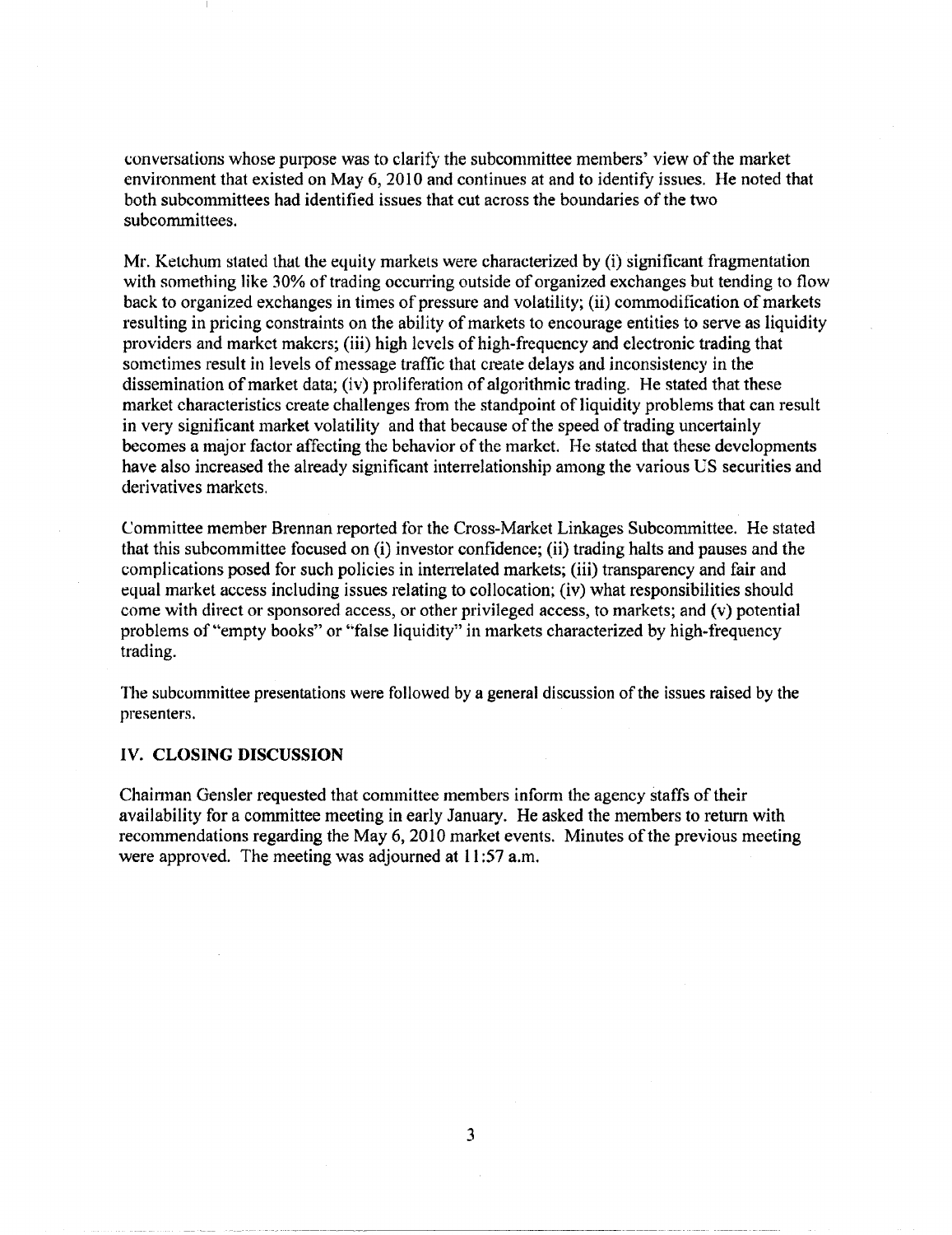conversations whose purpose was to clarify the subcommittee members' view of the market environment that existed on May 6, 2010 and continues at and to identify issues. He noted that both subcommittees had identified issues that cut across the boundaries of the two subcommittees.

Mr. Ketchum stated that the equity markets were characterized by (i) significant fragmentation with something like 30% of trading occurring outside of organized exchanges but tending to flow back to organized exchanges in times of pressure and volatility; (ii) commodification of markets resulting in pricing constraints on the ability of markets to encourage entities to serve as liquidity providers and market makers; (iii) high levels of high-frequency and electronic trading that sometimes result in levels of message traffic that create delays and inconsistency in the dissemination of market data; (iv) proliferation of algorithmic trading. He stated that these market characteristics create challenges from the standpoint of liquidity problems that can result in very significant market volatility and that because of the speed of trading uncertainly becomes a major factor affecting the behavior of the market. He stated that these developments have also increased the already significant interrelationship among the various US securities and derivatives markets.

Committee member Brennan reported for the Cross-Market Linkages Subcommittee. He stated that this subcommittee focused on (i) investor confidence; (ii) trading halts and pauses and the complications posed for such policies in interrelated markets; (iii) transparency and fair and equal market access including issues relating to collocation; (iv) what responsibilities should come with direct or sponsored access, or other privileged access, to markets; and (v) potential problems of "empty books" or "false liquidity" in markets characterized by high-frequency trading.

The subcommittee presentations were followed by a general discussion of the issues raised by the presenters.

## IV. CLOSING DISCUSSION

Chairman Gensler requested that committee members inform the agency staffs of their availability for a committee meeting in early January. He asked the members to return with recommendations regarding the May 6, 2010 market events. Minutes of the previous meeting were approved. The meeting was adjourned at 11:57 a.m.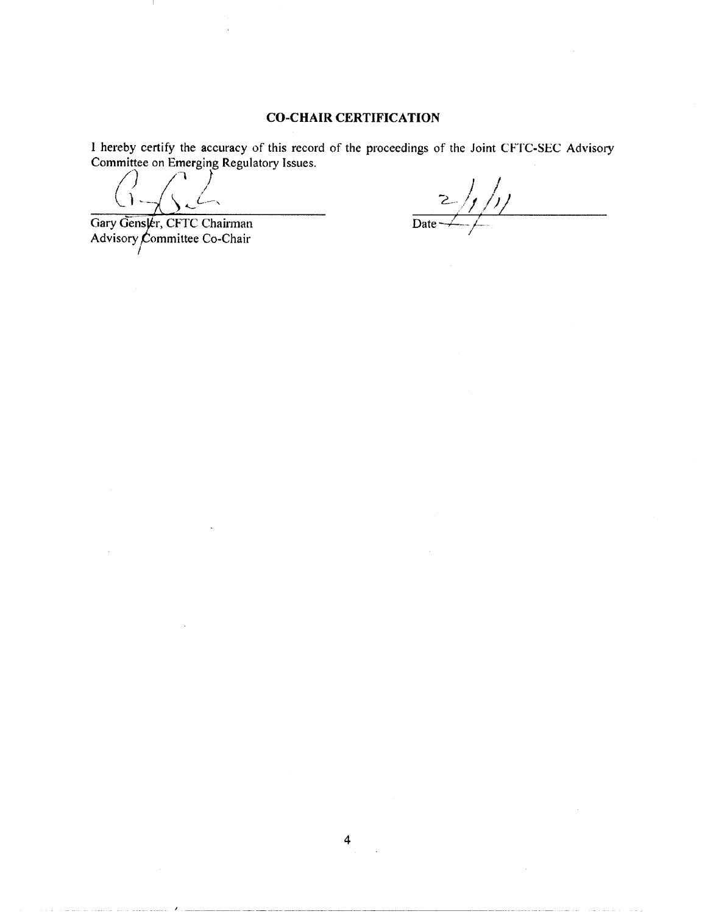## CO-CHAIR CERTIFICATION

I hereby certify the accuracy of this record of the proceedings of the Joint CFTC-SEC Advisory Committee on Emerging Regulatory Issues.

Gary Gensler, CFTC Chairman
Advisory Committee Co-Chair

Date 2/1/11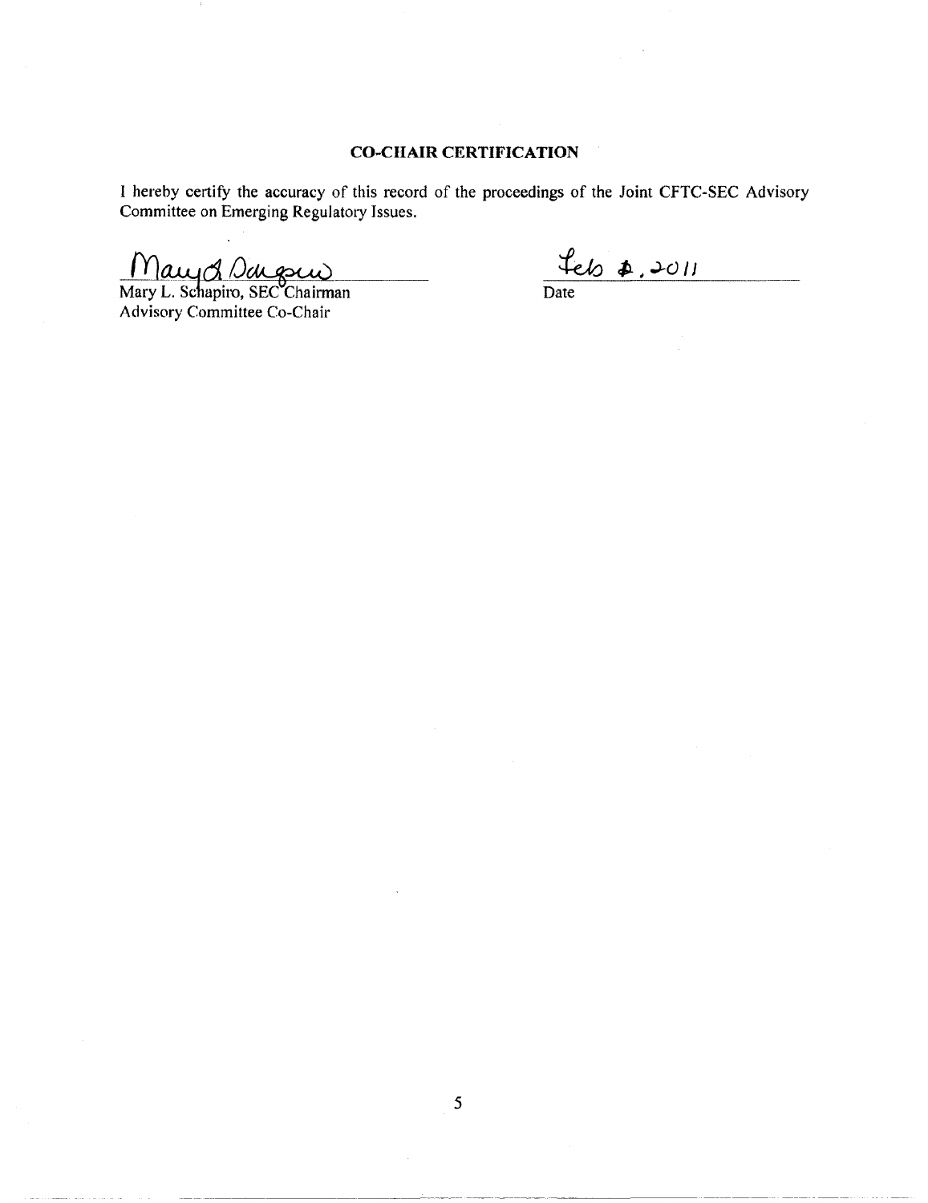**CO-CHAIR CERTIFICATION**

I hereby certify the accuracy of this record of the proceedings of the Joint CFTC-SEC Advisory Committee on Emerging Regulatory Issues.

Mary L. Schapiro, SEC Chairman
Advisory Committee Co-Chair

Feb 8, 2011
Date